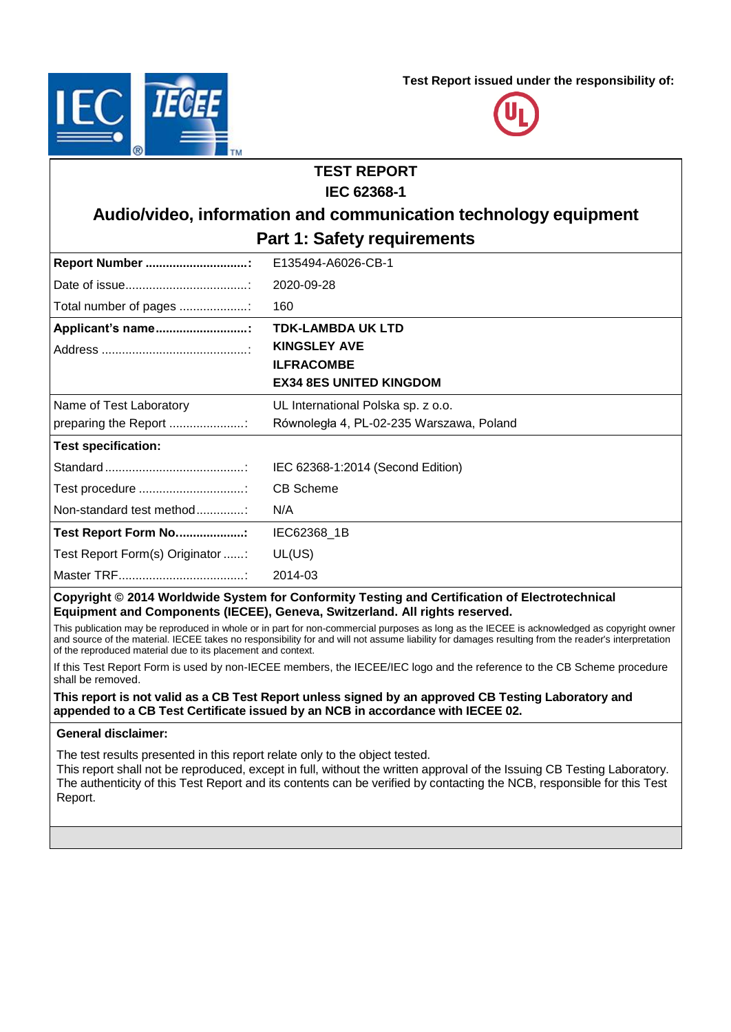**Test Report issued under the responsibility of:**

# TEST REPORT
# IEC 62368-1
## Audio/video, information and communication technology equipment
## Part 1: Safety requirements

| | |
|---|---|
| **Report Number .............................:** | E135494-A6026-CB-1 |
| Date of issue....................................: | 2020-09-28 |
| Total number of pages ....................: | 160 |
| **Applicant's name..........................:** | **TDK-LAMBDA UK LTD** |
| Address ...........................................: | **KINGSLEY AVE**<br>**ILFRACOMBE**<br>**EX34 8ES UNITED KINGDOM** |
| Name of Test Laboratory<br>preparing the Report ......................: | UL International Polska sp. z o.o.<br>Równoległa 4, PL-02-235 Warszawa, Poland |
| **Test specification:** | |
| Standard .........................................: | IEC 62368-1:2014 (Second Edition) |
| Test procedure ...............................: | CB Scheme |
| Non-standard test method..............: | N/A |
| **Test Report Form No....................:** | IEC62368_1B |
| Test Report Form(s) Originator ......: | UL(US) |
| Master TRF.....................................: | 2014-03 |

**Copyright © 2014 Worldwide System for Conformity Testing and Certification of Electrotechnical Equipment and Components (IECEE), Geneva, Switzerland. All rights reserved.**

This publication may be reproduced in whole or in part for non-commercial purposes as long as the IECEE is acknowledged as copyright owner and source of the material. IECEE takes no responsibility for and will not assume liability for damages resulting from the reader's interpretation of the reproduced material due to its placement and context.

If this Test Report Form is used by non-IECEE members, the IECEE/IEC logo and the reference to the CB Scheme procedure shall be removed.

**This report is not valid as a CB Test Report unless signed by an approved CB Testing Laboratory and appended to a CB Test Certificate issued by an NCB in accordance with IECEE 02.**

**General disclaimer:**

The test results presented in this report relate only to the object tested.
This report shall not be reproduced, except in full, without the written approval of the Issuing CB Testing Laboratory.
The authenticity of this Test Report and its contents can be verified by contacting the NCB, responsible for this Test Report.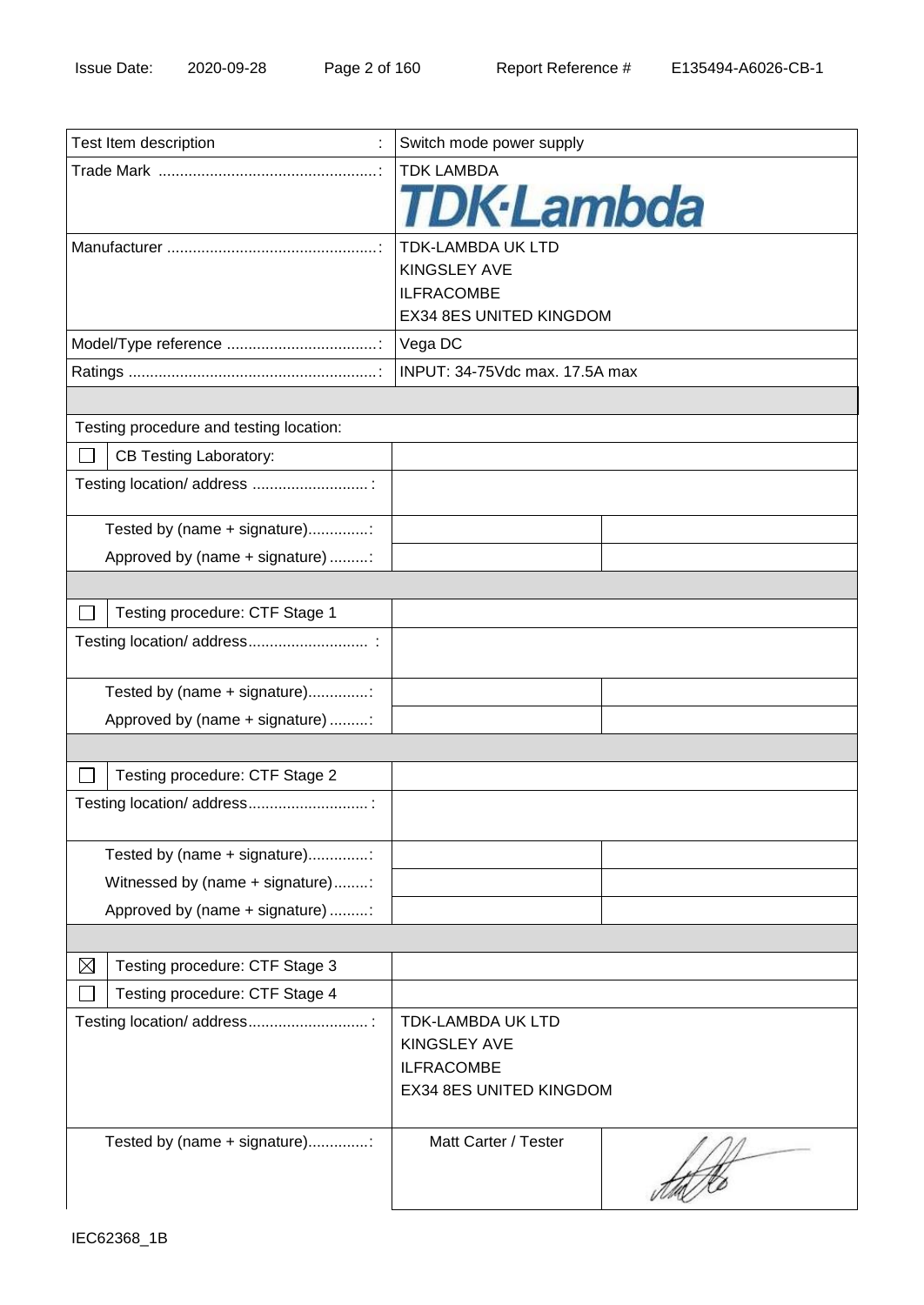| Test Item description : | Switch mode power supply | |
|---|---|---|
| Trade Mark ...................................................: | TDK LAMBDA<br>TDK·Lambda | |
| Manufacturer .................................................: | TDK-LAMBDA UK LTD<br>KINGSLEY AVE<br>ILFRACOMBE<br>EX34 8ES UNITED KINGDOM | |
| Model/Type reference ...................................: | Vega DC | |
| Ratings ..........................................................: | INPUT: 34-75Vdc max. 17.5A max | |
| | | |
| Testing procedure and testing location: | | |
| ☐ CB Testing Laboratory: | | |
| Testing location/ address ...........................: | | |
| Tested by (name + signature)..............: | | |
| Approved by (name + signature) .........: | | |
| | | |
| ☐ Testing procedure: CTF Stage 1 | | |
| Testing location/ address............................ : | | |
| Tested by (name + signature)..............: | | |
| Approved by (name + signature) .........: | | |
| | | |
| ☐ Testing procedure: CTF Stage 2 | | |
| Testing location/ address............................: | | |
| Tested by (name + signature)..............: | | |
| Witnessed by (name + signature)........: | | |
| Approved by (name + signature) .........: | | |
| | | |
| ☒ Testing procedure: CTF Stage 3 | | |
| ☐ Testing procedure: CTF Stage 4 | | |
| Testing location/ address............................: | TDK-LAMBDA UK LTD<br>KINGSLEY AVE<br>ILFRACOMBE<br>EX34 8ES UNITED KINGDOM | |
| Tested by (name + signature)..............: | Matt Carter / Tester | [signature] |

IEC62368_1B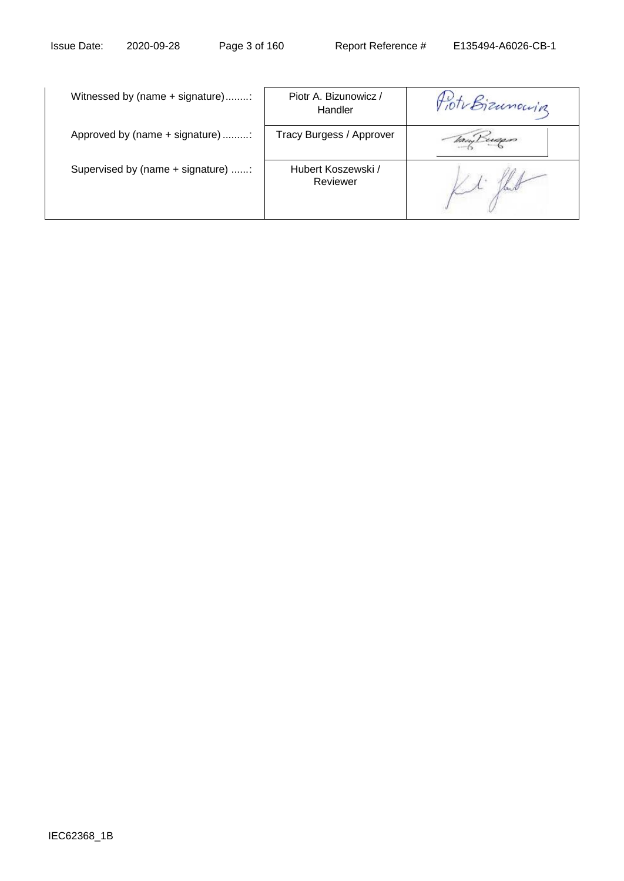| | | |
|---|---|---|
| Witnessed by (name + signature)........: | Piotr A. Bizunowicz / Handler | Piotr Bizunowicz |
| Approved by (name + signature).........: | Tracy Burgess / Approver | |
| Supervised by (name + signature) ......: | Hubert Koszewski / Reviewer | |

IEC62368_1B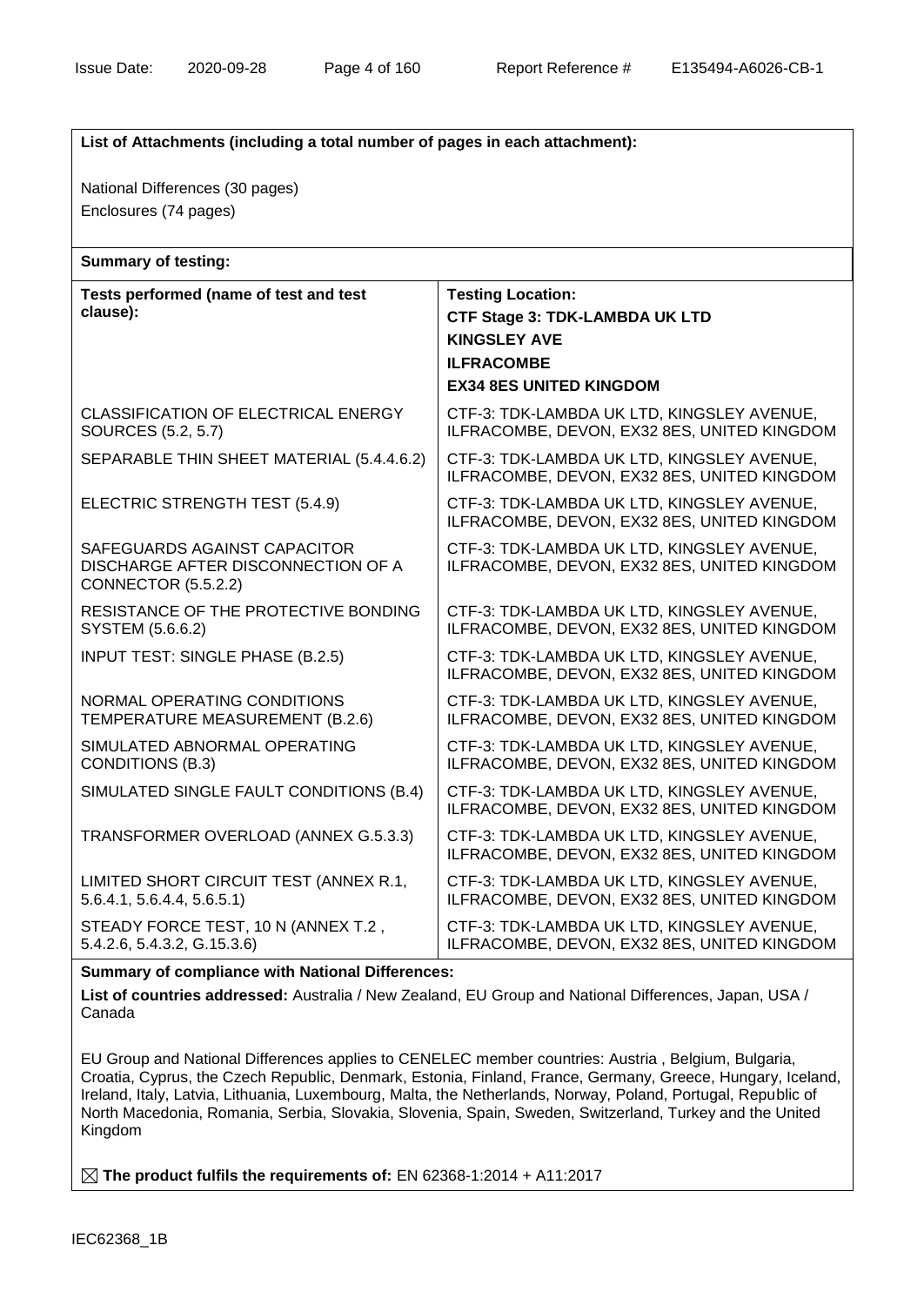**List of Attachments (including a total number of pages in each attachment):**

National Differences (30 pages)
Enclosures (74 pages)

**Summary of testing:**

| **Tests performed (name of test and test clause):** | **Testing Location:**<br>**CTF Stage 3: TDK-LAMBDA UK LTD**<br>**KINGSLEY AVE**<br>**ILFRACOMBE**<br>**EX34 8ES UNITED KINGDOM** |
|---|---|
| CLASSIFICATION OF ELECTRICAL ENERGY SOURCES (5.2, 5.7) | CTF-3: TDK-LAMBDA UK LTD, KINGSLEY AVENUE, ILFRACOMBE, DEVON, EX32 8ES, UNITED KINGDOM |
| SEPARABLE THIN SHEET MATERIAL (5.4.4.6.2) | CTF-3: TDK-LAMBDA UK LTD, KINGSLEY AVENUE, ILFRACOMBE, DEVON, EX32 8ES, UNITED KINGDOM |
| ELECTRIC STRENGTH TEST (5.4.9) | CTF-3: TDK-LAMBDA UK LTD, KINGSLEY AVENUE, ILFRACOMBE, DEVON, EX32 8ES, UNITED KINGDOM |
| SAFEGUARDS AGAINST CAPACITOR DISCHARGE AFTER DISCONNECTION OF A CONNECTOR (5.5.2.2) | CTF-3: TDK-LAMBDA UK LTD, KINGSLEY AVENUE, ILFRACOMBE, DEVON, EX32 8ES, UNITED KINGDOM |
| RESISTANCE OF THE PROTECTIVE BONDING SYSTEM (5.6.6.2) | CTF-3: TDK-LAMBDA UK LTD, KINGSLEY AVENUE, ILFRACOMBE, DEVON, EX32 8ES, UNITED KINGDOM |
| INPUT TEST: SINGLE PHASE (B.2.5) | CTF-3: TDK-LAMBDA UK LTD, KINGSLEY AVENUE, ILFRACOMBE, DEVON, EX32 8ES, UNITED KINGDOM |
| NORMAL OPERATING CONDITIONS TEMPERATURE MEASUREMENT (B.2.6) | CTF-3: TDK-LAMBDA UK LTD, KINGSLEY AVENUE, ILFRACOMBE, DEVON, EX32 8ES, UNITED KINGDOM |
| SIMULATED ABNORMAL OPERATING CONDITIONS (B.3) | CTF-3: TDK-LAMBDA UK LTD, KINGSLEY AVENUE, ILFRACOMBE, DEVON, EX32 8ES, UNITED KINGDOM |
| SIMULATED SINGLE FAULT CONDITIONS (B.4) | CTF-3: TDK-LAMBDA UK LTD, KINGSLEY AVENUE, ILFRACOMBE, DEVON, EX32 8ES, UNITED KINGDOM |
| TRANSFORMER OVERLOAD (ANNEX G.5.3.3) | CTF-3: TDK-LAMBDA UK LTD, KINGSLEY AVENUE, ILFRACOMBE, DEVON, EX32 8ES, UNITED KINGDOM |
| LIMITED SHORT CIRCUIT TEST (ANNEX R.1, 5.6.4.1, 5.6.4.4, 5.6.5.1) | CTF-3: TDK-LAMBDA UK LTD, KINGSLEY AVENUE, ILFRACOMBE, DEVON, EX32 8ES, UNITED KINGDOM |
| STEADY FORCE TEST, 10 N (ANNEX T.2 , 5.4.2.6, 5.4.3.2, G.15.3.6) | CTF-3: TDK-LAMBDA UK LTD, KINGSLEY AVENUE, ILFRACOMBE, DEVON, EX32 8ES, UNITED KINGDOM |

**Summary of compliance with National Differences:**

**List of countries addressed:** Australia / New Zealand, EU Group and National Differences, Japan, USA / Canada

EU Group and National Differences applies to CENELEC member countries: Austria , Belgium, Bulgaria, Croatia, Cyprus, the Czech Republic, Denmark, Estonia, Finland, France, Germany, Greece, Hungary, Iceland, Ireland, Italy, Latvia, Lithuania, Luxembourg, Malta, the Netherlands, Norway, Poland, Portugal, Republic of North Macedonia, Romania, Serbia, Slovakia, Slovenia, Spain, Sweden, Switzerland, Turkey and the United Kingdom

☒ **The product fulfils the requirements of:** EN 62368-1:2014 + A11:2017

IEC62368_1B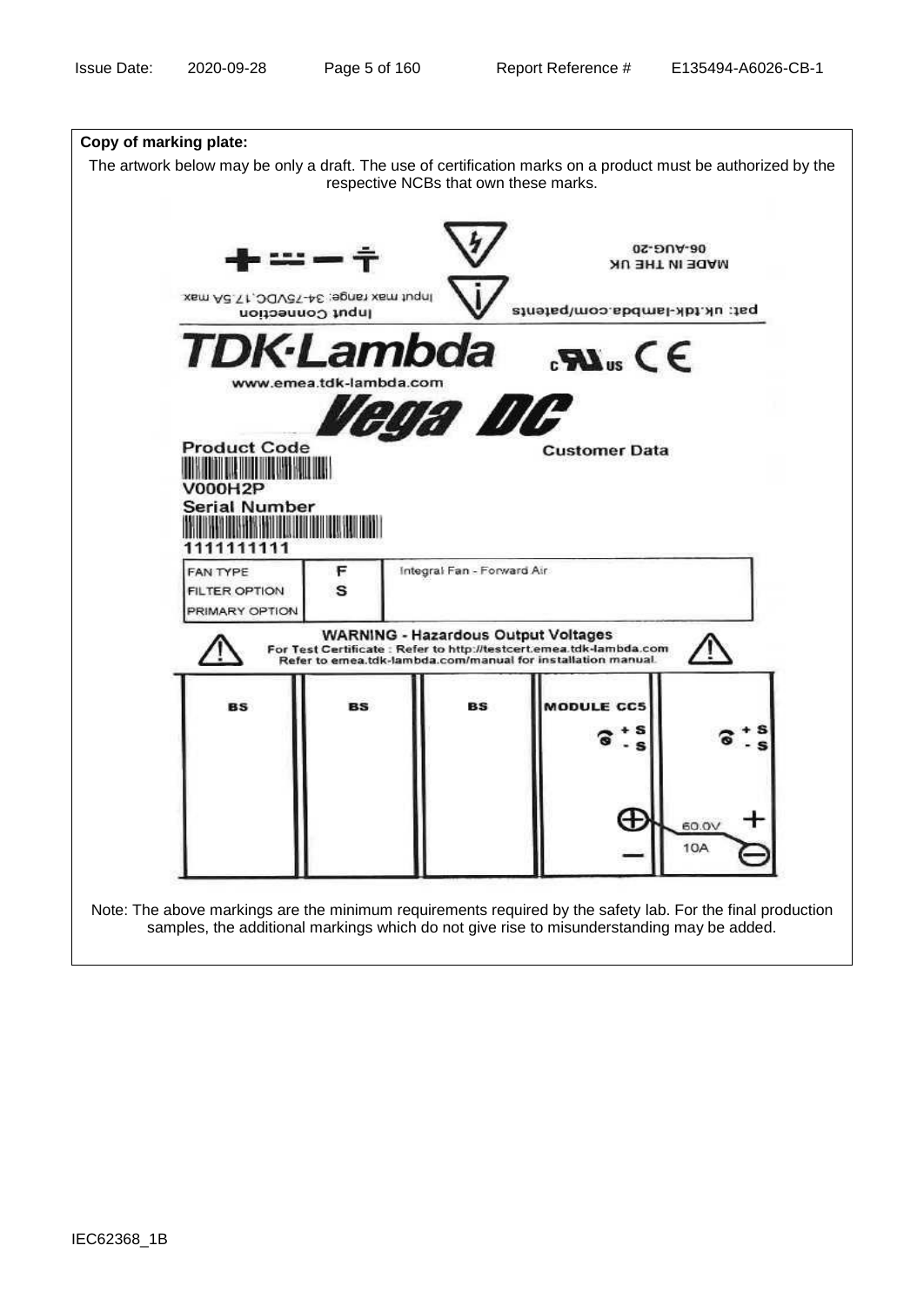**Copy of marking plate:**

The artwork below may be only a draft. The use of certification marks on a product must be authorized by the respective NCBs that own these marks.

Input max range: 34-75VDC,17.5A max

Input Connection

06-AUG-20

MADE IN THE UK

pat: uk.tdk-lambda.com/patents

TDK·Lambda

www.emea.tdk-lambda.com

Vega DC

Product Code

V000H2P

Serial Number

1111111111

Customer Data

| FAN TYPE | F | Integral Fan - Forward Air |
|---|---|---|
| FILTER OPTION | S | |
| PRIMARY OPTION | | |

WARNING - Hazardous Output Voltages

For Test Certificate : Refer to http://testcert.emea.tdk-lambda.com

Refer to emea.tdk-lambda.com/manual for installation manual.

| BS | BS | BS | MODULE CC5 | |
|---|---|---|---|---|
| | | | + S / - S | + S / - S |
| | | | + / − | 60.0V 10A + / − |

Note: The above markings are the minimum requirements required by the safety lab. For the final production samples, the additional markings which do not give rise to misunderstanding may be added.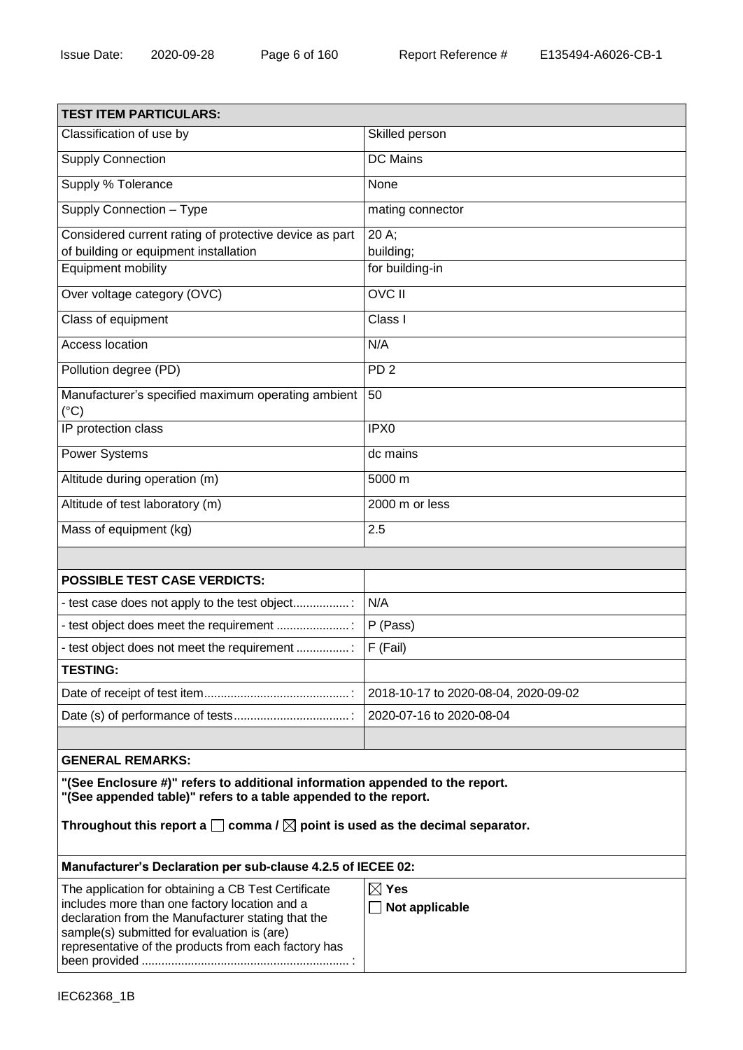| TEST ITEM PARTICULARS: | |
|---|---|
| Classification of use by | Skilled person |
| Supply Connection | DC Mains |
| Supply % Tolerance | None |
| Supply Connection – Type | mating connector |
| Considered current rating of protective device as part of building or equipment installation | 20 A; building; |
| Equipment mobility | for building-in |
| Over voltage category (OVC) | OVC II |
| Class of equipment | Class I |
| Access location | N/A |
| Pollution degree (PD) | PD 2 |
| Manufacturer's specified maximum operating ambient (°C) | 50 |
| IP protection class | IPX0 |
| Power Systems | dc mains |
| Altitude during operation (m) | 5000 m |
| Altitude of test laboratory (m) | 2000 m or less |
| Mass of equipment (kg) | 2.5 |
| | |
| **POSSIBLE TEST CASE VERDICTS:** | |
| - test case does not apply to the test object.................: | N/A |
| - test object does meet the requirement .....................: | P (Pass) |
| - test object does not meet the requirement ...............: | F (Fail) |
| **TESTING:** | |
| Date of receipt of test item............................................: | 2018-10-17 to 2020-08-04, 2020-09-02 |
| Date (s) of performance of tests...................................: | 2020-07-16 to 2020-08-04 |
| | |

**GENERAL REMARKS:**

**"(See Enclosure #)" refers to additional information appended to the report.**
**"(See appended table)" refers to a table appended to the report.**

**Throughout this report a ☐ comma / ☒ point is used as the decimal separator.**

| Manufacturer's Declaration per sub-clause 4.2.5 of IECEE 02: | |
|---|---|
| The application for obtaining a CB Test Certificate includes more than one factory location and a declaration from the Manufacturer stating that the sample(s) submitted for evaluation is (are) representative of the products from each factory has been provided ..............................................................: | ☒ **Yes**<br>☐ **Not applicable** |

IEC62368_1B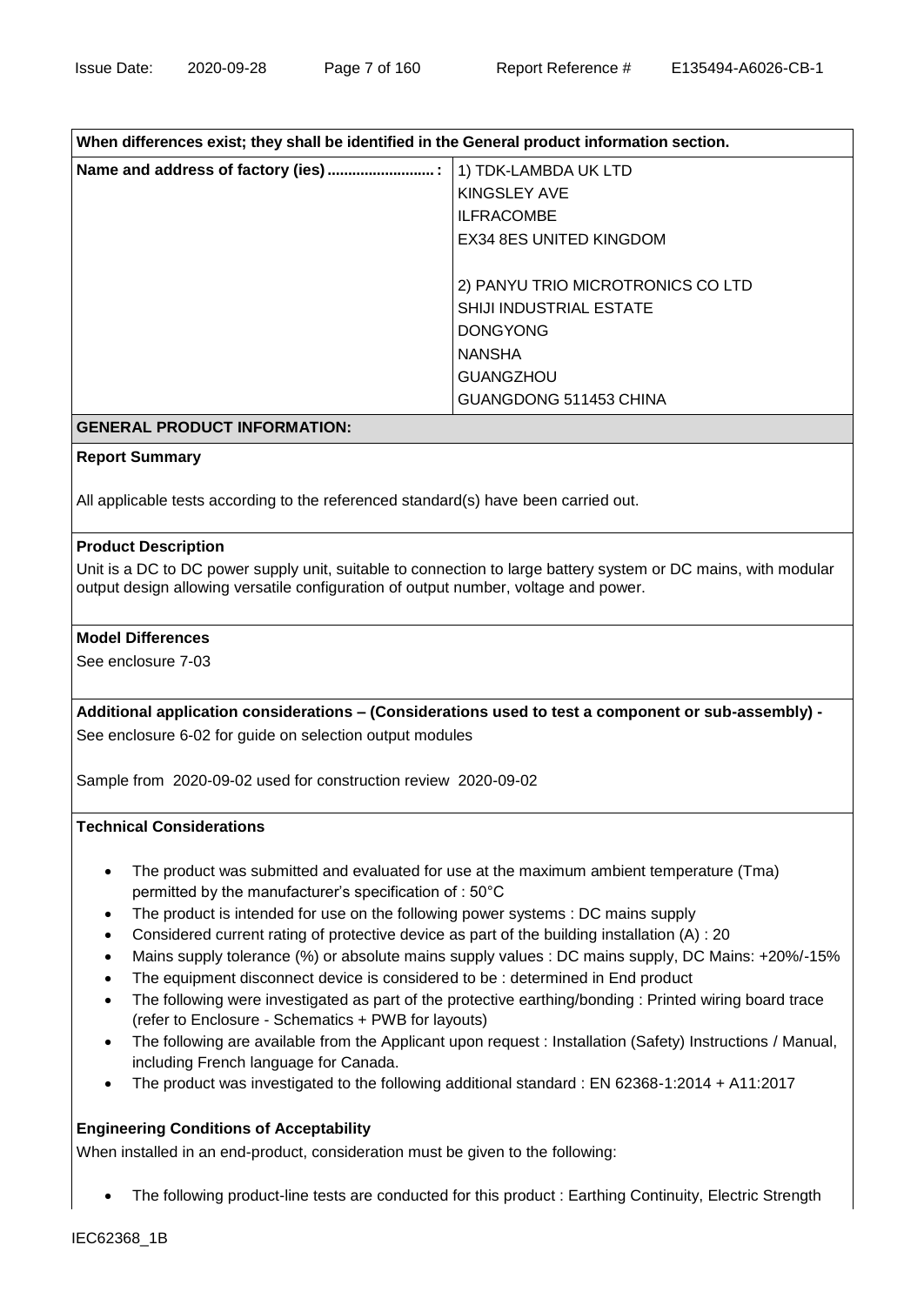**When differences exist; they shall be identified in the General product information section.**

| Name and address of factory (ies) ......................... : | 1) TDK-LAMBDA UK LTD<br>KINGSLEY AVE<br>ILFRACOMBE<br>EX34 8ES UNITED KINGDOM<br><br>2) PANYU TRIO MICROTRONICS CO LTD<br>SHIJI INDUSTRIAL ESTATE<br>DONGYONG<br>NANSHA<br>GUANGZHOU<br>GUANGDONG 511453 CHINA |
|---|---|

## GENERAL PRODUCT INFORMATION:

**Report Summary**

All applicable tests according to the referenced standard(s) have been carried out.

**Product Description**

Unit is a DC to DC power supply unit, suitable to connection to large battery system or DC mains, with modular output design allowing versatile configuration of output number, voltage and power.

**Model Differences**

See enclosure 7-03

**Additional application considerations – (Considerations used to test a component or sub-assembly) -**

See enclosure 6-02 for guide on selection output modules

Sample from 2020-09-02 used for construction review 2020-09-02

**Technical Considerations**

- The product was submitted and evaluated for use at the maximum ambient temperature (Tma) permitted by the manufacturer's specification of : 50°C
- The product is intended for use on the following power systems : DC mains supply
- Considered current rating of protective device as part of the building installation (A) : 20
- Mains supply tolerance (%) or absolute mains supply values : DC mains supply, DC Mains: +20%/-15%
- The equipment disconnect device is considered to be : determined in End product
- The following were investigated as part of the protective earthing/bonding : Printed wiring board trace (refer to Enclosure - Schematics + PWB for layouts)
- The following are available from the Applicant upon request : Installation (Safety) Instructions / Manual, including French language for Canada.
- The product was investigated to the following additional standard : EN 62368-1:2014 + A11:2017

**Engineering Conditions of Acceptability**

When installed in an end-product, consideration must be given to the following:

- The following product-line tests are conducted for this product : Earthing Continuity, Electric Strength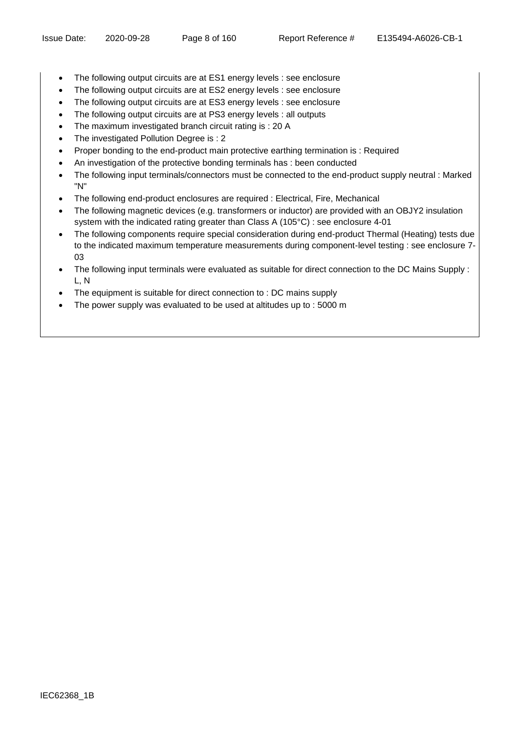- The following output circuits are at ES1 energy levels : see enclosure
- The following output circuits are at ES2 energy levels : see enclosure
- The following output circuits are at ES3 energy levels : see enclosure
- The following output circuits are at PS3 energy levels : all outputs
- The maximum investigated branch circuit rating is : 20 A
- The investigated Pollution Degree is : 2
- Proper bonding to the end-product main protective earthing termination is : Required
- An investigation of the protective bonding terminals has : been conducted
- The following input terminals/connectors must be connected to the end-product supply neutral : Marked "N"
- The following end-product enclosures are required : Electrical, Fire, Mechanical
- The following magnetic devices (e.g. transformers or inductor) are provided with an OBJY2 insulation system with the indicated rating greater than Class A (105°C) : see enclosure 4-01
- The following components require special consideration during end-product Thermal (Heating) tests due to the indicated maximum temperature measurements during component-level testing : see enclosure 7-03
- The following input terminals were evaluated as suitable for direct connection to the DC Mains Supply : L, N
- The equipment is suitable for direct connection to : DC mains supply
- The power supply was evaluated to be used at altitudes up to : 5000 m